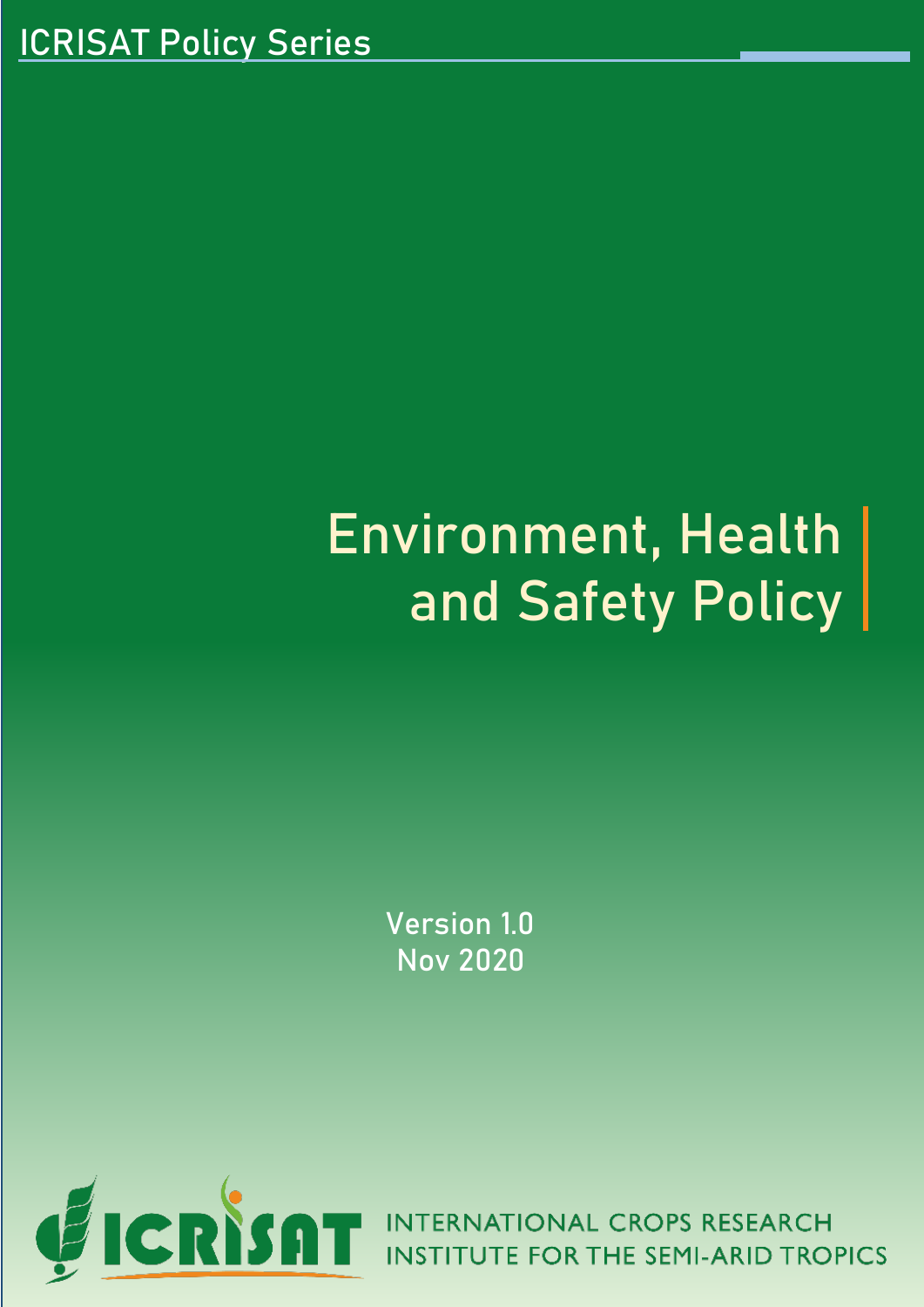ICRISAT Policy Series

# Environment, Health and Safety Policy

Version 1.0
Nov 2020

INTERNATIONAL CROPS RESEARCH INSTITUTE FOR THE SEMI-ARID TROPICS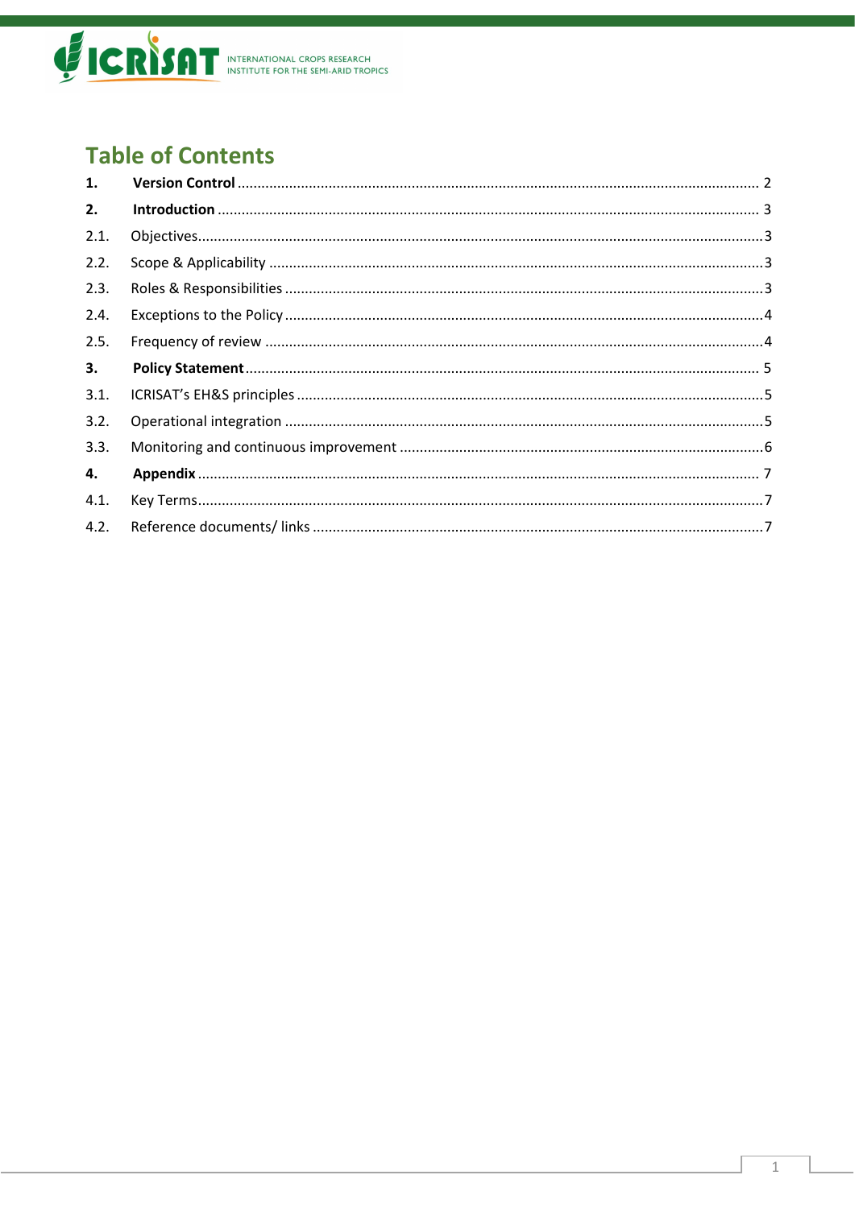# Table of Contents

| | | |
|---|---|---|
| **1.** | **Version Control** | 2 |
| **2.** | **Introduction** | 3 |
| 2.1. | Objectives | 3 |
| 2.2. | Scope & Applicability | 3 |
| 2.3. | Roles & Responsibilities | 3 |
| 2.4. | Exceptions to the Policy | 4 |
| 2.5. | Frequency of review | 4 |
| **3.** | **Policy Statement** | 5 |
| 3.1. | ICRISAT's EH&S principles | 5 |
| 3.2. | Operational integration | 5 |
| 3.3. | Monitoring and continuous improvement | 6 |
| **4.** | **Appendix** | 7 |
| 4.1. | Key Terms | 7 |
| 4.2. | Reference documents/ links | 7 |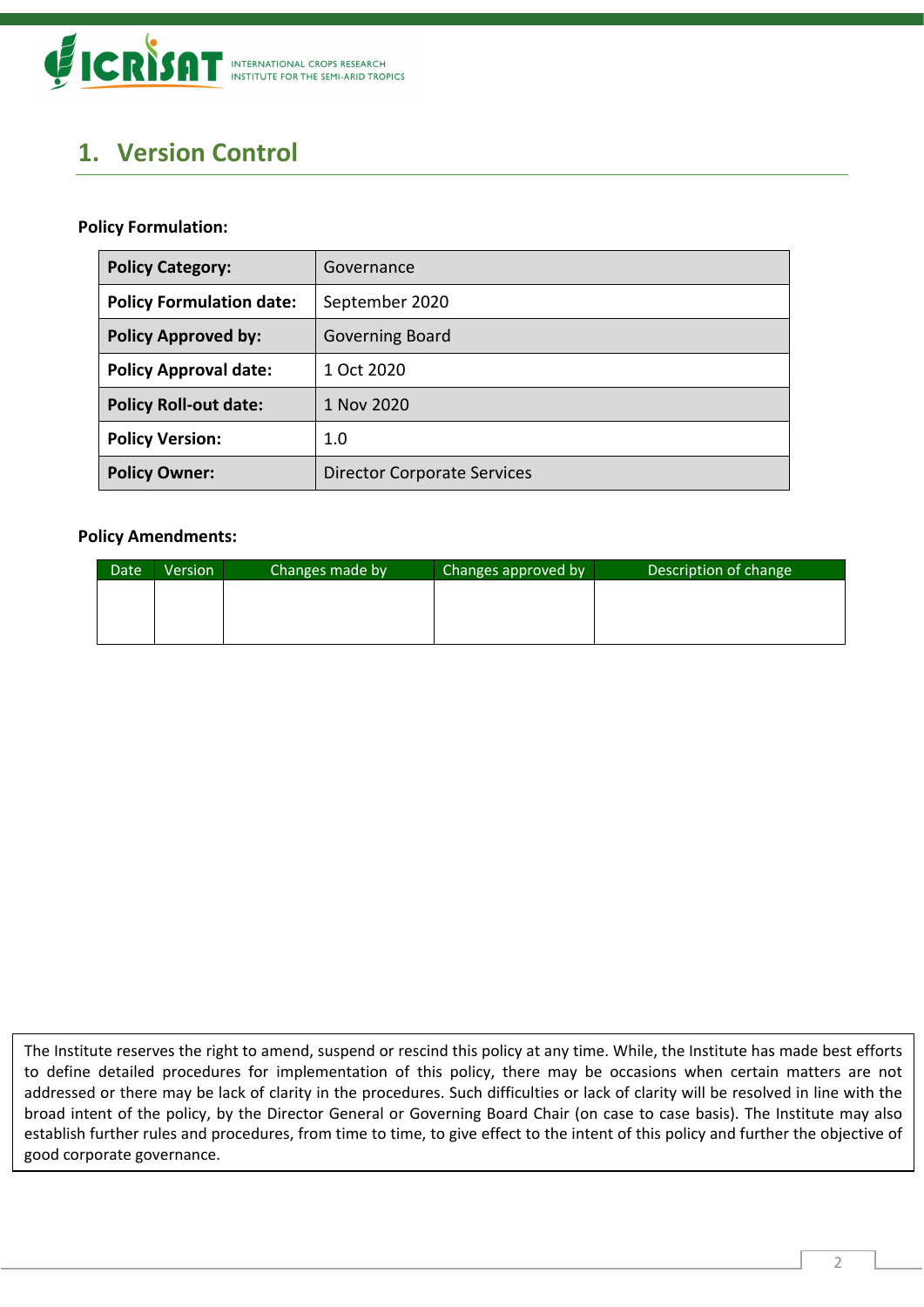## 1. Version Control

**Policy Formulation:**

| **Policy Category:** | Governance |
|---|---|
| **Policy Formulation date:** | September 2020 |
| **Policy Approved by:** | Governing Board |
| **Policy Approval date:** | 1 Oct 2020 |
| **Policy Roll-out date:** | 1 Nov 2020 |
| **Policy Version:** | 1.0 |
| **Policy Owner:** | Director Corporate Services |

**Policy Amendments:**

| Date | Version | Changes made by | Changes approved by | Description of change |
|---|---|---|---|---|
| | | | | |

The Institute reserves the right to amend, suspend or rescind this policy at any time. While, the Institute has made best efforts to define detailed procedures for implementation of this policy, there may be occasions when certain matters are not addressed or there may be lack of clarity in the procedures. Such difficulties or lack of clarity will be resolved in line with the broad intent of the policy, by the Director General or Governing Board Chair (on case to case basis). The Institute may also establish further rules and procedures, from time to time, to give effect to the intent of this policy and further the objective of good corporate governance.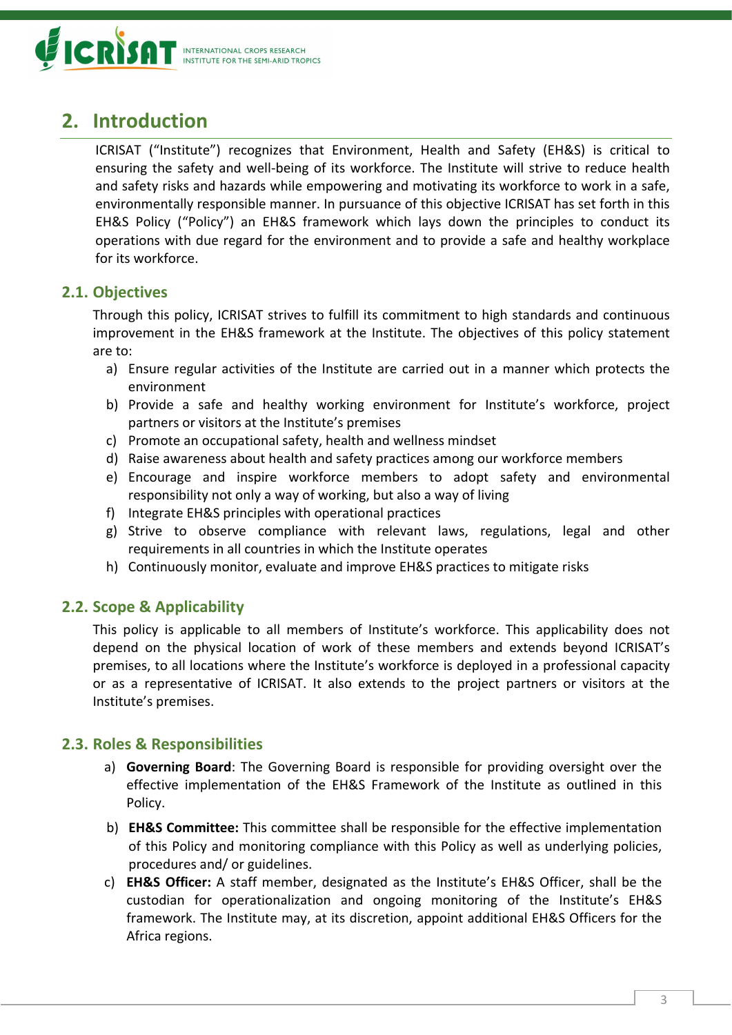## 2. Introduction

ICRISAT ("Institute") recognizes that Environment, Health and Safety (EH&S) is critical to ensuring the safety and well-being of its workforce. The Institute will strive to reduce health and safety risks and hazards while empowering and motivating its workforce to work in a safe, environmentally responsible manner. In pursuance of this objective ICRISAT has set forth in this EH&S Policy ("Policy") an EH&S framework which lays down the principles to conduct its operations with due regard for the environment and to provide a safe and healthy workplace for its workforce.

### 2.1. Objectives

Through this policy, ICRISAT strives to fulfill its commitment to high standards and continuous improvement in the EH&S framework at the Institute. The objectives of this policy statement are to:

a) Ensure regular activities of the Institute are carried out in a manner which protects the environment
b) Provide a safe and healthy working environment for Institute's workforce, project partners or visitors at the Institute's premises
c) Promote an occupational safety, health and wellness mindset
d) Raise awareness about health and safety practices among our workforce members
e) Encourage and inspire workforce members to adopt safety and environmental responsibility not only a way of working, but also a way of living
f) Integrate EH&S principles with operational practices
g) Strive to observe compliance with relevant laws, regulations, legal and other requirements in all countries in which the Institute operates
h) Continuously monitor, evaluate and improve EH&S practices to mitigate risks

### 2.2. Scope & Applicability

This policy is applicable to all members of Institute's workforce. This applicability does not depend on the physical location of work of these members and extends beyond ICRISAT's premises, to all locations where the Institute's workforce is deployed in a professional capacity or as a representative of ICRISAT. It also extends to the project partners or visitors at the Institute's premises.

### 2.3. Roles & Responsibilities

a) **Governing Board**: The Governing Board is responsible for providing oversight over the effective implementation of the EH&S Framework of the Institute as outlined in this Policy.

b) **EH&S Committee:** This committee shall be responsible for the effective implementation of this Policy and monitoring compliance with this Policy as well as underlying policies, procedures and/ or guidelines.

c) **EH&S Officer:** A staff member, designated as the Institute's EH&S Officer, shall be the custodian for operationalization and ongoing monitoring of the Institute's EH&S framework. The Institute may, at its discretion, appoint additional EH&S Officers for the Africa regions.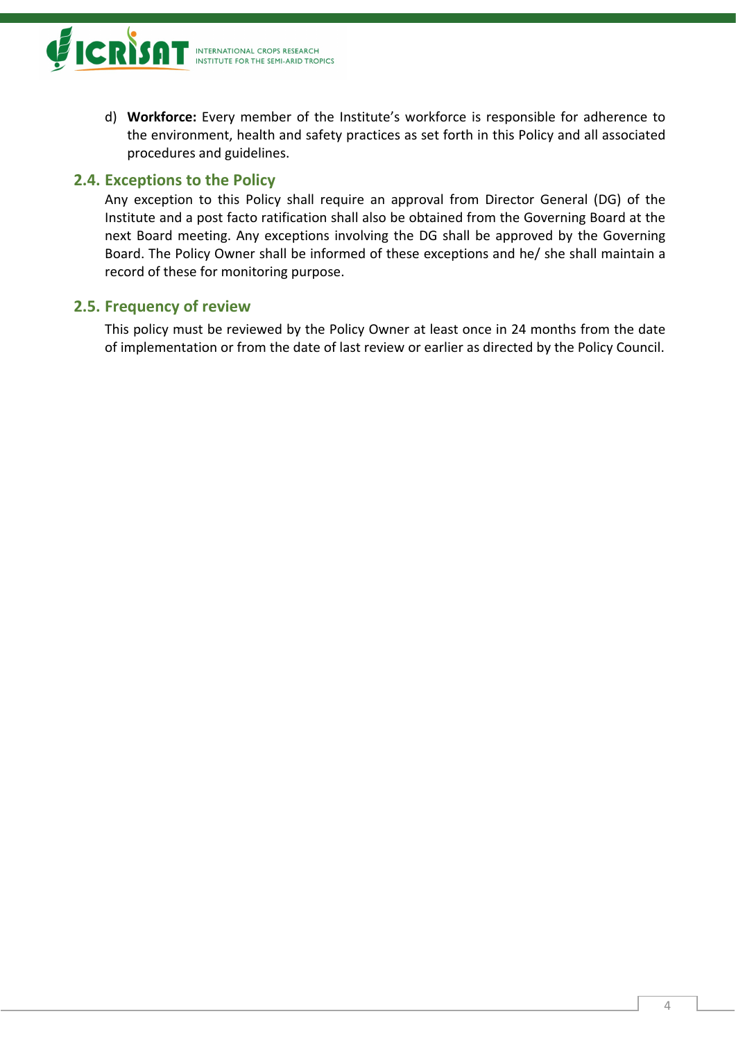d) **Workforce:** Every member of the Institute's workforce is responsible for adherence to the environment, health and safety practices as set forth in this Policy and all associated procedures and guidelines.

## 2.4. Exceptions to the Policy

Any exception to this Policy shall require an approval from Director General (DG) of the Institute and a post facto ratification shall also be obtained from the Governing Board at the next Board meeting. Any exceptions involving the DG shall be approved by the Governing Board. The Policy Owner shall be informed of these exceptions and he/ she shall maintain a record of these for monitoring purpose.

## 2.5. Frequency of review

This policy must be reviewed by the Policy Owner at least once in 24 months from the date of implementation or from the date of last review or earlier as directed by the Policy Council.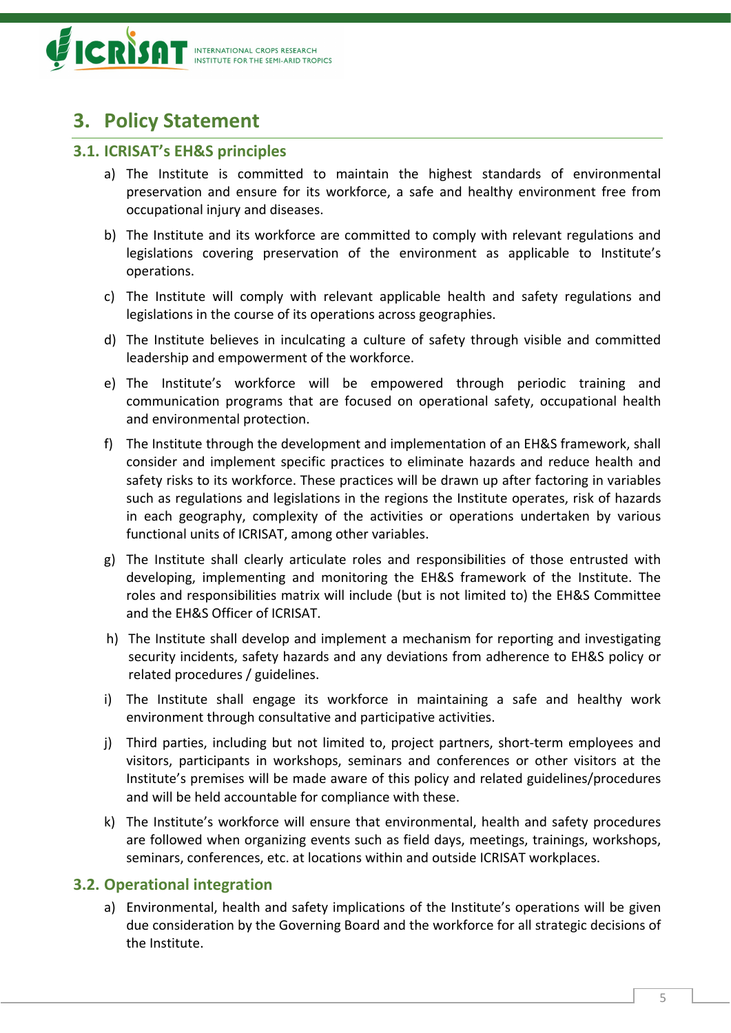## 3. Policy Statement

### 3.1. ICRISAT's EH&S principles

a) The Institute is committed to maintain the highest standards of environmental preservation and ensure for its workforce, a safe and healthy environment free from occupational injury and diseases.

b) The Institute and its workforce are committed to comply with relevant regulations and legislations covering preservation of the environment as applicable to Institute's operations.

c) The Institute will comply with relevant applicable health and safety regulations and legislations in the course of its operations across geographies.

d) The Institute believes in inculcating a culture of safety through visible and committed leadership and empowerment of the workforce.

e) The Institute's workforce will be empowered through periodic training and communication programs that are focused on operational safety, occupational health and environmental protection.

f) The Institute through the development and implementation of an EH&S framework, shall consider and implement specific practices to eliminate hazards and reduce health and safety risks to its workforce. These practices will be drawn up after factoring in variables such as regulations and legislations in the regions the Institute operates, risk of hazards in each geography, complexity of the activities or operations undertaken by various functional units of ICRISAT, among other variables.

g) The Institute shall clearly articulate roles and responsibilities of those entrusted with developing, implementing and monitoring the EH&S framework of the Institute. The roles and responsibilities matrix will include (but is not limited to) the EH&S Committee and the EH&S Officer of ICRISAT.

h) The Institute shall develop and implement a mechanism for reporting and investigating security incidents, safety hazards and any deviations from adherence to EH&S policy or related procedures / guidelines.

i) The Institute shall engage its workforce in maintaining a safe and healthy work environment through consultative and participative activities.

j) Third parties, including but not limited to, project partners, short-term employees and visitors, participants in workshops, seminars and conferences or other visitors at the Institute's premises will be made aware of this policy and related guidelines/procedures and will be held accountable for compliance with these.

k) The Institute's workforce will ensure that environmental, health and safety procedures are followed when organizing events such as field days, meetings, trainings, workshops, seminars, conferences, etc. at locations within and outside ICRISAT workplaces.

### 3.2. Operational integration

a) Environmental, health and safety implications of the Institute's operations will be given due consideration by the Governing Board and the workforce for all strategic decisions of the Institute.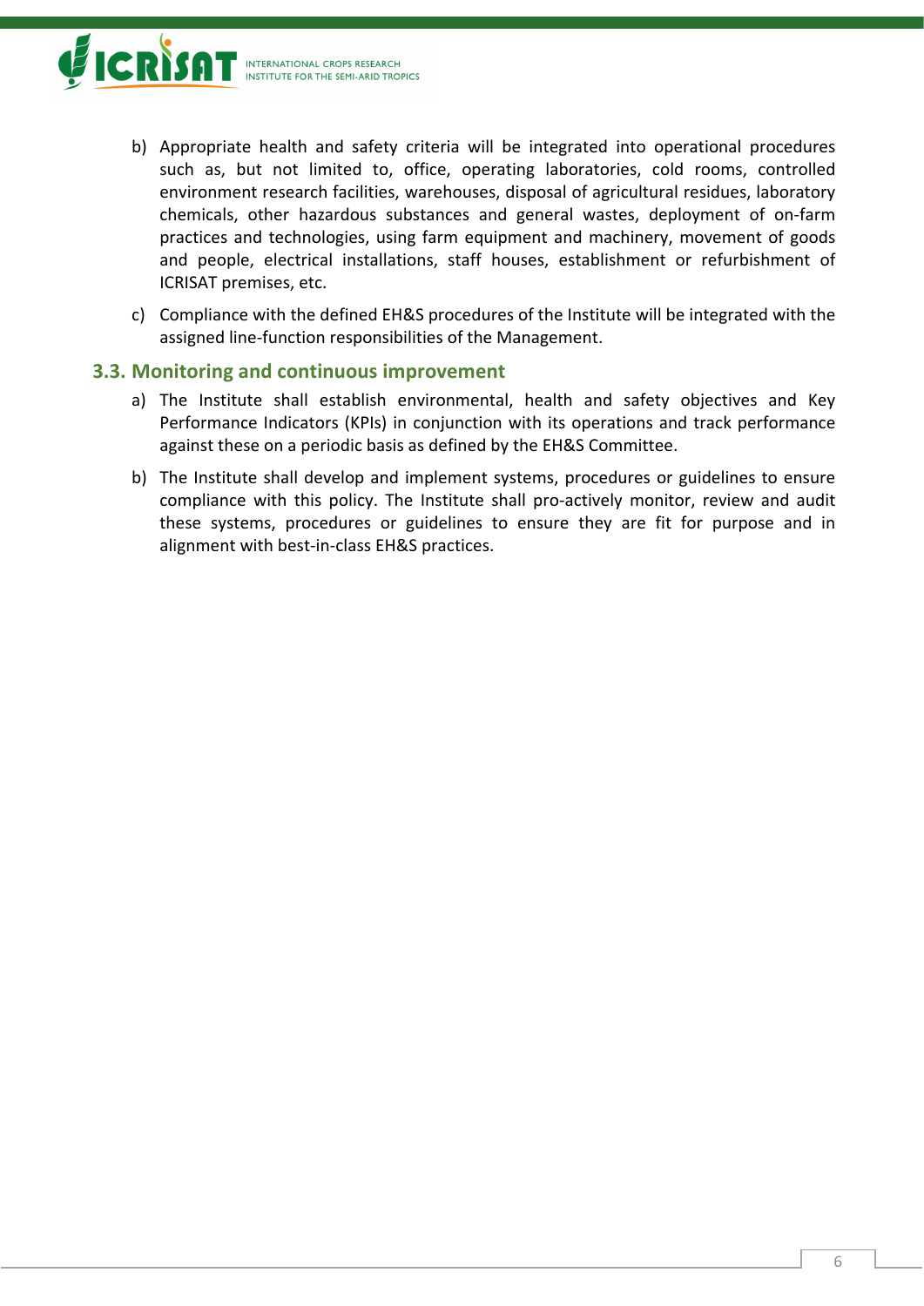b) Appropriate health and safety criteria will be integrated into operational procedures such as, but not limited to, office, operating laboratories, cold rooms, controlled environment research facilities, warehouses, disposal of agricultural residues, laboratory chemicals, other hazardous substances and general wastes, deployment of on-farm practices and technologies, using farm equipment and machinery, movement of goods and people, electrical installations, staff houses, establishment or refurbishment of ICRISAT premises, etc.

c) Compliance with the defined EH&S procedures of the Institute will be integrated with the assigned line-function responsibilities of the Management.

## 3.3. Monitoring and continuous improvement

a) The Institute shall establish environmental, health and safety objectives and Key Performance Indicators (KPIs) in conjunction with its operations and track performance against these on a periodic basis as defined by the EH&S Committee.

b) The Institute shall develop and implement systems, procedures or guidelines to ensure compliance with this policy. The Institute shall pro-actively monitor, review and audit these systems, procedures or guidelines to ensure they are fit for purpose and in alignment with best-in-class EH&S practices.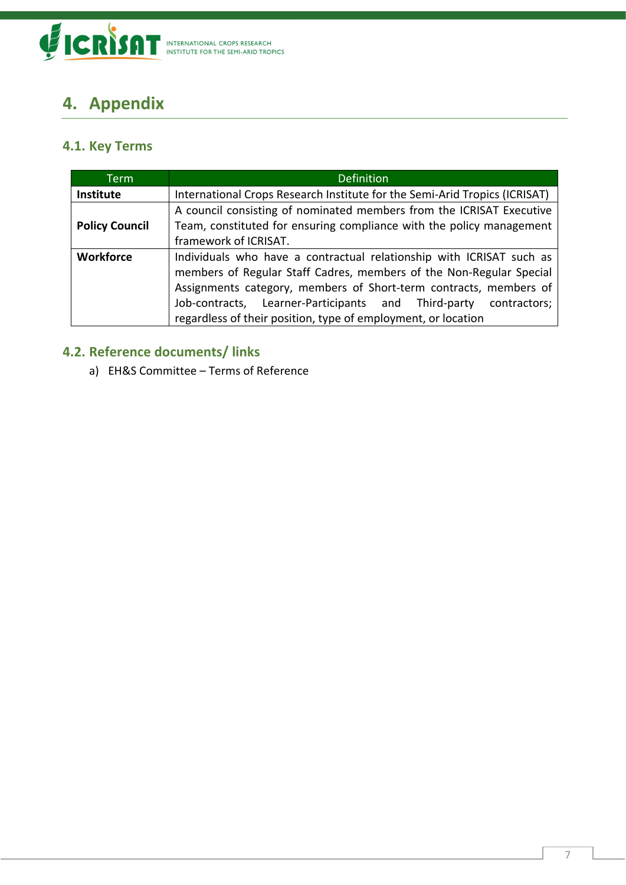# 4. Appendix

## 4.1. Key Terms

| Term | Definition |
|---|---|
| **Institute** | International Crops Research Institute for the Semi-Arid Tropics (ICRISAT) |
| **Policy Council** | A council consisting of nominated members from the ICRISAT Executive Team, constituted for ensuring compliance with the policy management framework of ICRISAT. |
| **Workforce** | Individuals who have a contractual relationship with ICRISAT such as members of Regular Staff Cadres, members of the Non-Regular Special Assignments category, members of Short-term contracts, members of Job-contracts, Learner-Participants and Third-party contractors; regardless of their position, type of employment, or location |

## 4.2. Reference documents/ links

a) EH&S Committee – Terms of Reference